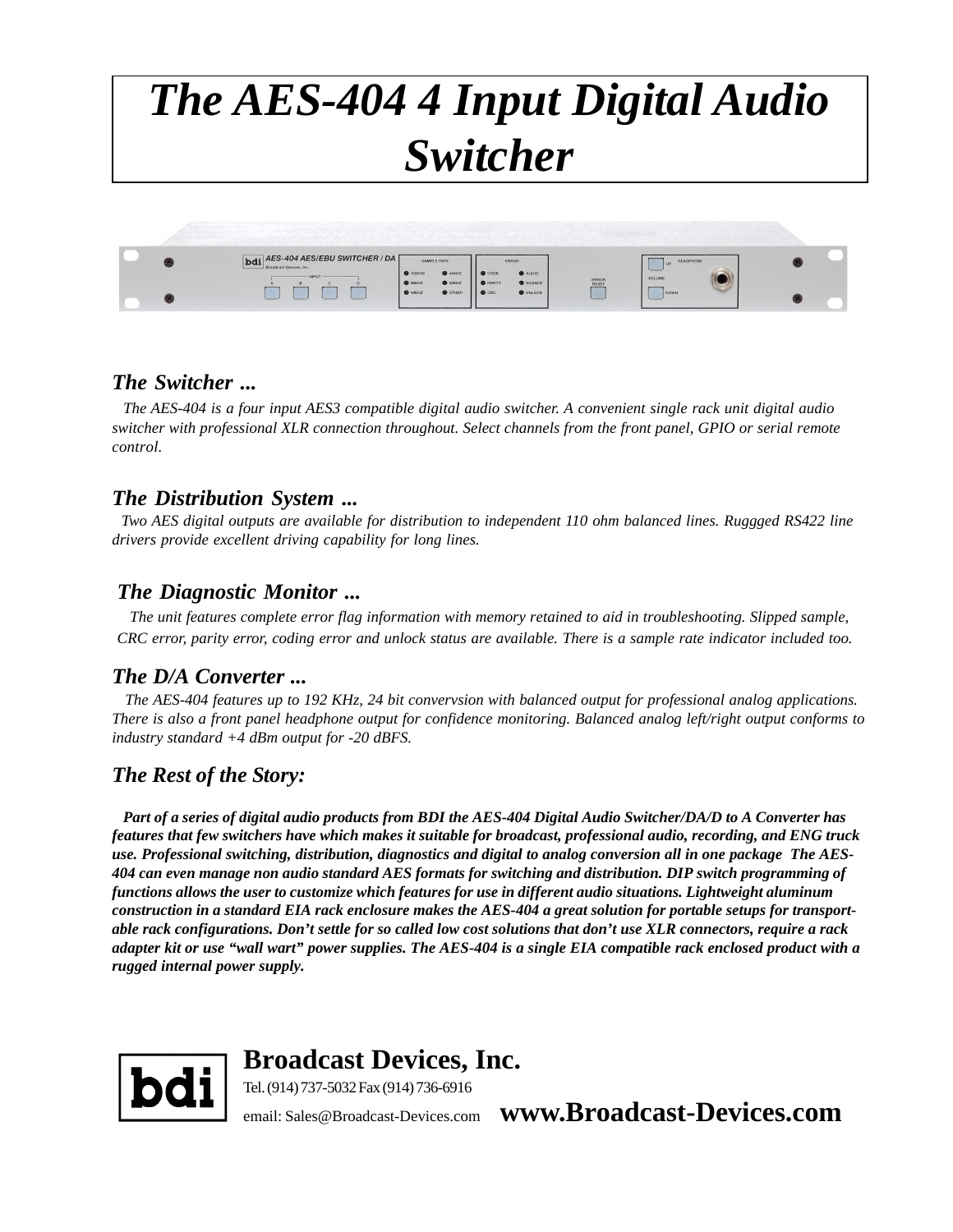# *The AES-404 4 Input Digital Audio Switcher*

### *The Switcher ...*

*The AES-404 is a four input AES3 compatible digital audio switcher. A convenient single rack unit digital audio switcher with professional XLR connection throughout. Select channels from the front panel, GPIO or serial remote control.*

### *The Distribution System ...*

*Two AES digital outputs are available for distribution to independent 110 ohm balanced lines. Ruggged RS422 line drivers provide excellent driving capability for long lines.*

### *The Diagnostic Monitor ...*

*The unit features complete error flag information with memory retained to aid in troubleshooting. Slipped sample, CRC error, parity error, coding error and unlock status are available. There is a sample rate indicator included too.*

### *The D/A Converter ...*

*The AES-404 features up to 192 KHz, 24 bit convervsion with balanced output for professional analog applications. There is also a front panel headphone output for confidence monitoring. Balanced analog left/right output conforms to industry standard +4 dBm output for -20 dBFS.*

### *The Rest of the Story:*

***Part of a series of digital audio products from BDI the AES-404 Digital Audio Switcher/DA/D to A Converter has features that few switchers have which makes it suitable for broadcast, professional audio, recording, and ENG truck use. Professional switching, distribution, diagnostics and digital to analog conversion all in one package  The AES-404 can even manage non audio standard AES formats for switching and distribution. DIP switch programming of functions allows the user to customize which features for use in different audio situations. Lightweight aluminum construction in a standard EIA rack enclosure makes the AES-404 a great solution for portable setups for transport-able rack configurations. Don't settle for so called low cost solutions that don't use XLR connectors, require a rack adapter kit or use "wall wart" power supplies. The AES-404 is a single EIA compatible rack enclosed product with a rugged internal power supply.***

**bdi**

**Broadcast Devices, Inc.**

Tel. (914) 737-5032 Fax (914) 736-6916

email: Sales@Broadcast-Devices.com **www.Broadcast-Devices.com**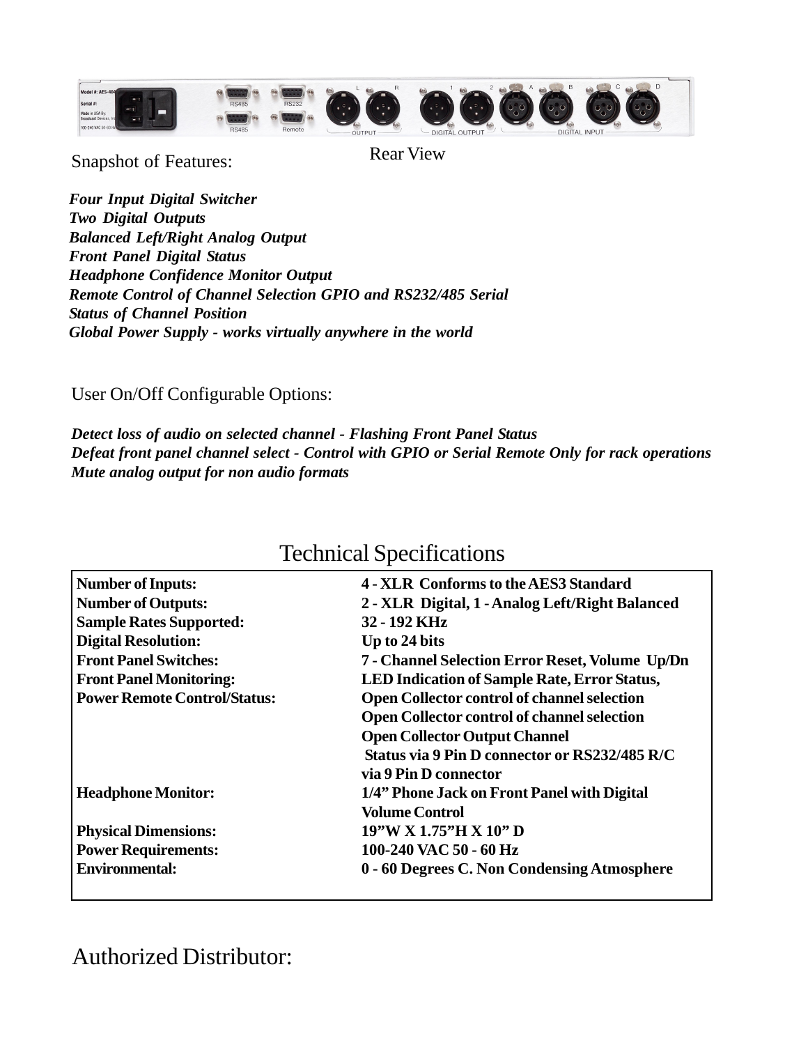Rear View

Snapshot of Features:

*Four Input Digital Switcher*
*Two Digital Outputs*
*Balanced Left/Right Analog Output*
*Front Panel Digital Status*
*Headphone Confidence Monitor Output*
*Remote Control of Channel Selection GPIO and RS232/485 Serial*
*Status of Channel Position*
*Global Power Supply - works virtually anywhere in the world*

User On/Off Configurable Options:

*Detect loss of audio on selected channel - Flashing Front Panel Status*
*Defeat front panel channel select - Control with GPIO or Serial Remote Only for rack operations*
*Mute analog output for non audio formats*

## Technical Specifications

| | |
|---|---|
| **Number of Inputs:** | **4 - XLR Conforms to the AES3 Standard** |
| **Number of Outputs:** | **2 - XLR Digital, 1 - Analog Left/Right Balanced** |
| **Sample Rates Supported:** | **32 - 192 KHz** |
| **Digital Resolution:** | **Up to 24 bits** |
| **Front Panel Switches:** | **7 - Channel Selection Error Reset, Volume Up/Dn** |
| **Front Panel Monitoring:** | **LED Indication of Sample Rate, Error Status,** |
| **Power Remote Control/Status:** | **Open Collector control of channel selection Open Collector control of channel selection Open Collector Output Channel Status via 9 Pin D connector or RS232/485 R/C via 9 Pin D connector** |
| **Headphone Monitor:** | **1/4" Phone Jack on Front Panel with Digital Volume Control** |
| **Physical Dimensions:** | **19"W X 1.75"H X 10" D** |
| **Power Requirements:** | **100-240 VAC 50 - 60 Hz** |
| **Environmental:** | **0 - 60 Degrees C. Non Condensing Atmosphere** |

Authorized Distributor: